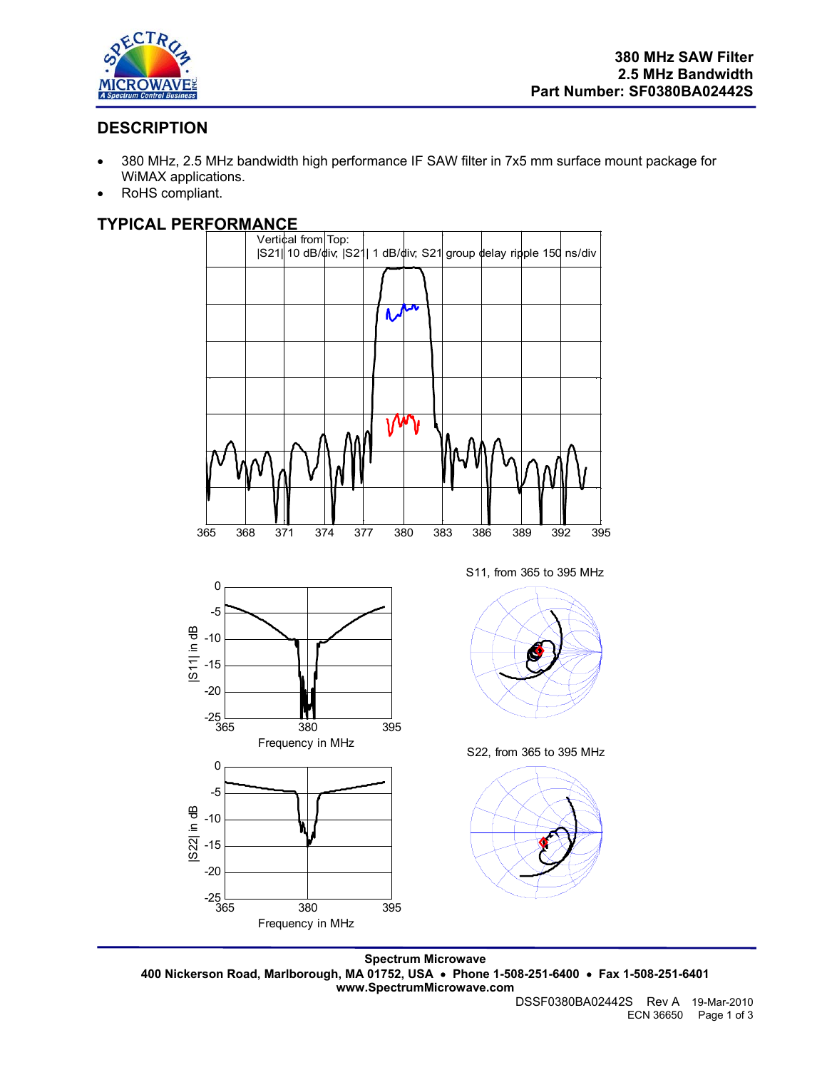# 380 MHz SAW Filter
# 2.5 MHz Bandwidth
# Part Number: SF0380BA02442S

## DESCRIPTION

- 380 MHz, 2.5 MHz bandwidth high performance IF SAW filter in 7x5 mm surface mount package for WiMAX applications.
- RoHS compliant.

## TYPICAL PERFORMANCE

Vertical from Top:
|S21| 10 dB/div; |S21| 1 dB/div; S21 group delay ripple 150 ns/div

S11, from 365 to 395 MHz

S22, from 365 to 395 MHz

**Spectrum Microwave**
**400 Nickerson Road, Marlborough, MA 01752, USA • Phone 1-508-251-6400 • Fax 1-508-251-6401**
**www.SpectrumMicrowave.com**

DSSF0380BA02442S Rev A 19-Mar-2010
ECN 36650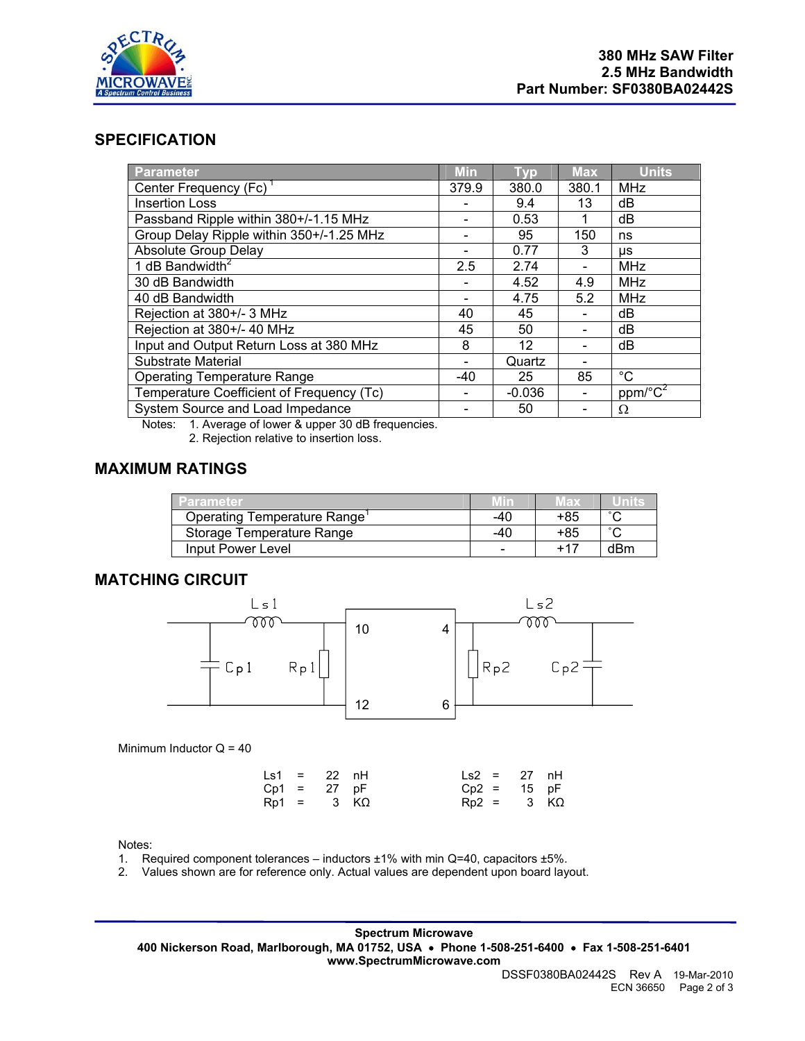## SPECIFICATION

| Parameter | Min | Typ | Max | Units |
|---|---|---|---|---|
| Center Frequency (Fc) [1] | 379.9 | 380.0 | 380.1 | MHz |
| Insertion Loss | - | 9.4 | 13 | dB |
| Passband Ripple within 380+/-1.15 MHz | - | 0.53 | 1 | dB |
| Group Delay Ripple within 350+/-1.25 MHz | - | 95 | 150 | ns |
| Absolute Group Delay | - | 0.77 | 3 | µs |
| 1 dB Bandwidth [2] | 2.5 | 2.74 | - | MHz |
| 30 dB Bandwidth | - | 4.52 | 4.9 | MHz |
| 40 dB Bandwidth | - | 4.75 | 5.2 | MHz |
| Rejection at 380+/- 3 MHz | 40 | 45 | - | dB |
| Rejection at 380+/- 40 MHz | 45 | 50 | - | dB |
| Input and Output Return Loss at 380 MHz | 8 | 12 | - | dB |
| Substrate Material | - | Quartz | - | |
| Operating Temperature Range | -40 | 25 | 85 | °C |
| Temperature Coefficient of Frequency (Tc) | - | -0.036 | - | ppm/°$C^2$ |
| System Source and Load Impedance | - | 50 | - | Ω |

Notes: 1. Average of lower & upper 30 dB frequencies.
2. Rejection relative to insertion loss.

## MAXIMUM RATINGS

| Parameter | Min | Max | Units |
|---|---|---|---|
| Operating Temperature Range [1] | -40 | +85 | °C |
| Storage Temperature Range | -40 | +85 | °C |
| Input Power Level | - | +17 | dBm |

## MATCHING CIRCUIT

Ls1, Cp1, Rp1 — pins 10, 4, 12, 6 — Rp2, Ls2, Cp2

Minimum Inductor Q = 40

| | | | | | | | |
|---|---|---|---|---|---|---|---|
| Ls1 | = | 22 | nH | Ls2 | = | 27 | nH |
| Cp1 | = | 27 | pF | Cp2 | = | 15 | pF |
| Rp1 | = | 3 | KΩ | Rp2 | = | 3 | KΩ |

Notes:
1. Required component tolerances – inductors ±1% with min Q=40, capacitors ±5%.
2. Values shown are for reference only. Actual values are dependent upon board layout.

**Spectrum Microwave**
**400 Nickerson Road, Marlborough, MA 01752, USA • Phone 1-508-251-6400 • Fax 1-508-251-6401**
**www.SpectrumMicrowave.com**

DSSF0380BA02442S Rev A 19-Mar-2010
ECN 36650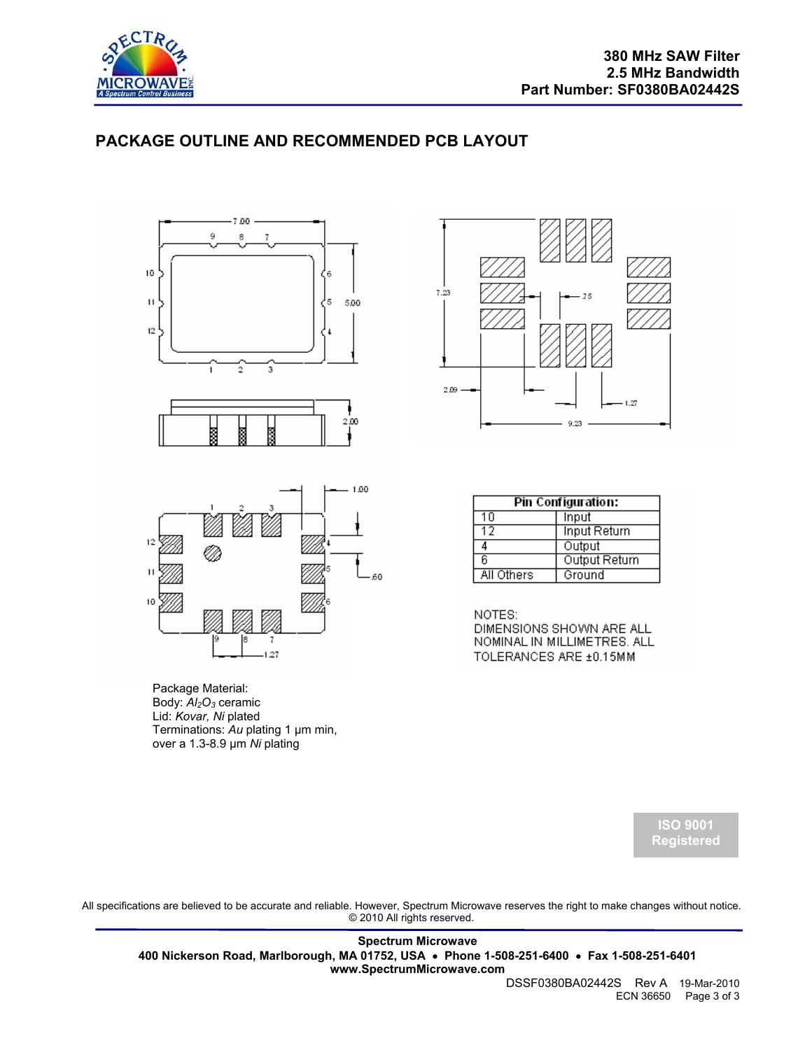## PACKAGE OUTLINE AND RECOMMENDED PCB LAYOUT

7.00

9 8 7

10 6

11 5 5.00

12 4

1 2 3

2.00

7.23

.75

2.09

1.27

9.23

1 2 3 1.00

12 4

11 5 .60

10 6

9 8 7

1.27

| Pin Configuration: | |
|---|---|
| 10 | Input |
| 12 | Input Return |
| 4 | Output |
| 6 | Output Return |
| All Others | Ground |

NOTES:
DIMENSIONS SHOWN ARE ALL NOMINAL IN MILLIMETRES. ALL TOLERANCES ARE ±0.15MM

Package Material:
Body: $Al_2O_3$ ceramic
Lid: *Kovar, Ni* plated
Terminations: *Au* plating 1 µm min, over a 1.3-8.9 µm *Ni* plating

ISO 9001 Registered